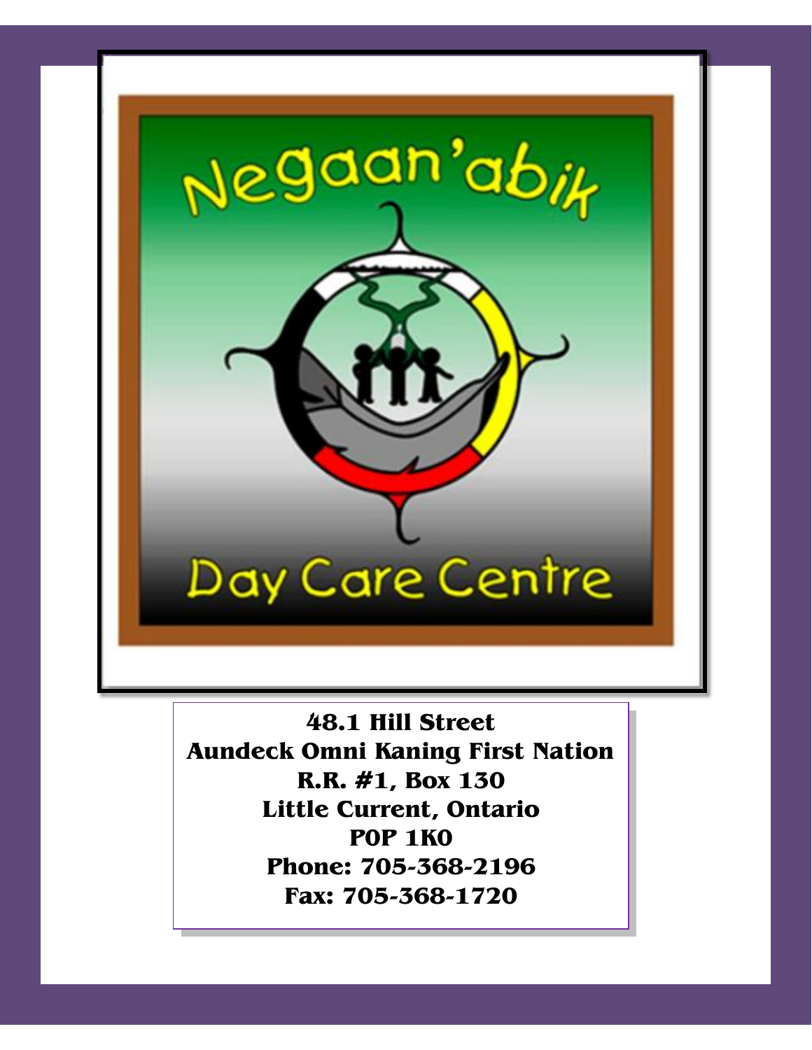# Negaan'abik Day Care Centre

**48.1 Hill Street**
**Aundeck Omni Kaning First Nation**
**R.R. #1, Box 130**
**Little Current, Ontario**
**P0P 1K0**
**Phone: 705-368-2196**
**Fax: 705-368-1720**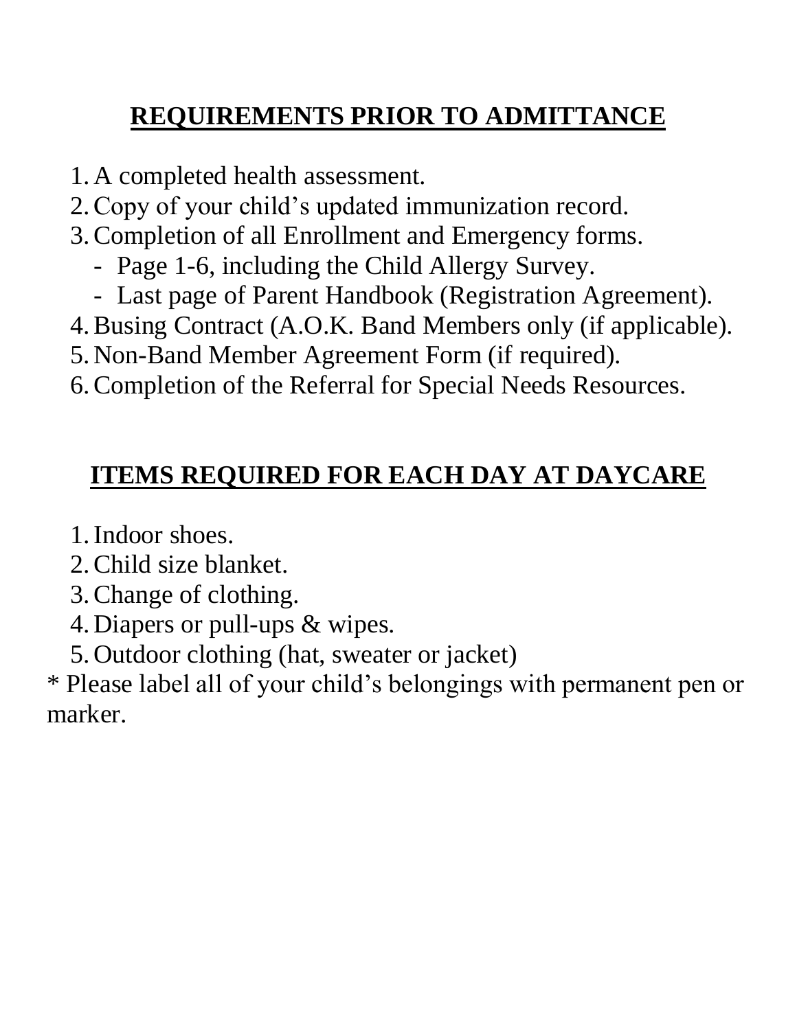## **REQUIREMENTS PRIOR TO ADMITTANCE**

1. A completed health assessment.
2. Copy of your child's updated immunization record.
3. Completion of all Enrollment and Emergency forms.
   - Page 1-6, including the Child Allergy Survey.
   - Last page of Parent Handbook (Registration Agreement).
4. Busing Contract (A.O.K. Band Members only (if applicable).
5. Non-Band Member Agreement Form (if required).
6. Completion of the Referral for Special Needs Resources.

## **ITEMS REQUIRED FOR EACH DAY AT DAYCARE**

1. Indoor shoes.
2. Child size blanket.
3. Change of clothing.
4. Diapers or pull-ups & wipes.
5. Outdoor clothing (hat, sweater or jacket)

* Please label all of your child's belongings with permanent pen or marker.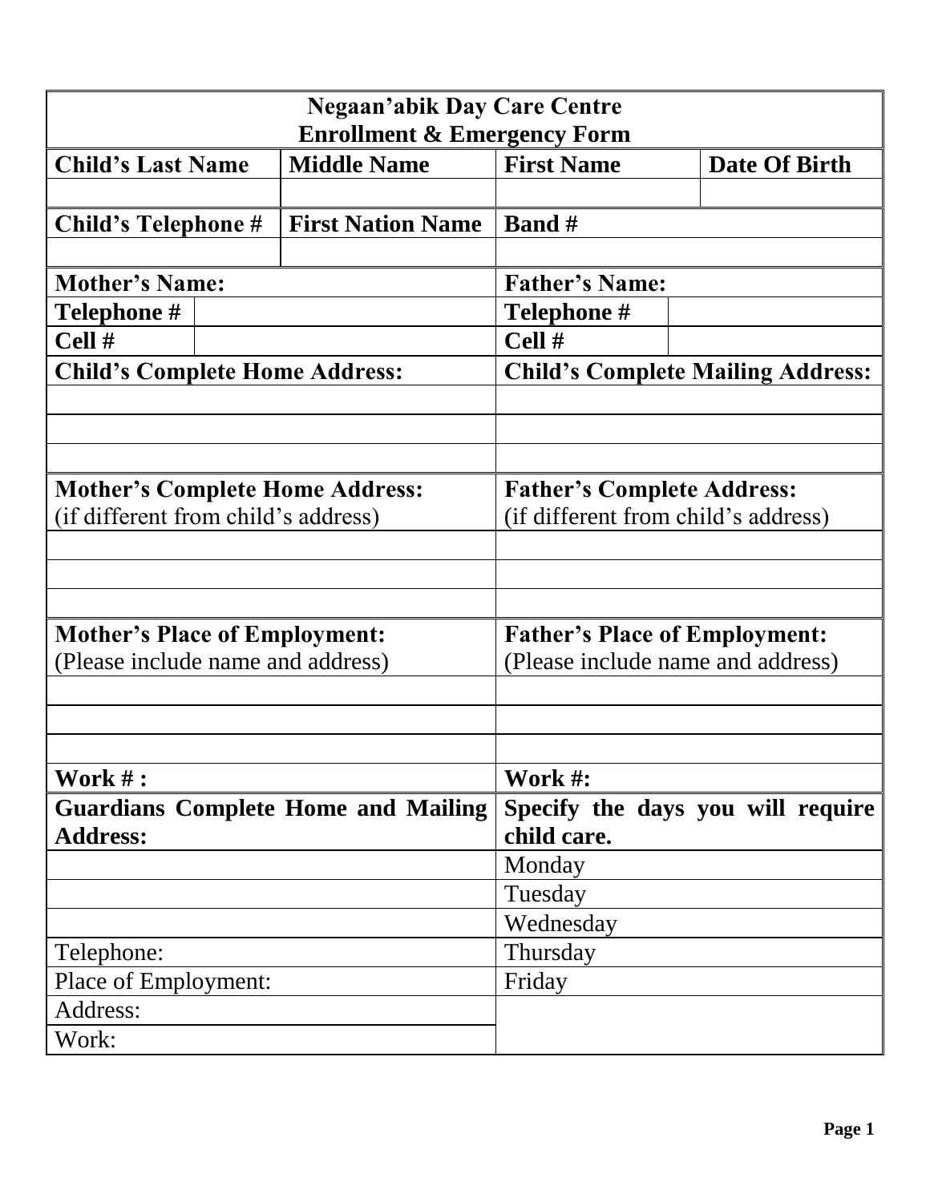# Negaan'abik Day Care Centre
## Enrollment & Emergency Form

| Child's Last Name | Middle Name | First Name | Date Of Birth |
| --- | --- | --- | --- |
| | | | |
| **Child's Telephone #** | **First Nation Name** | **Band #** | |
| | | | |

| **Mother's Name:** | | **Father's Name:** | |
| --- | --- | --- | --- |
| **Telephone #** | | **Telephone #** | |
| **Cell #** | | **Cell #** | |

| **Child's Complete Home Address:** | **Child's Complete Mailing Address:** |
| --- | --- |
| | |
| | |
| | |
| **Mother's Complete Home Address:** (if different from child's address) | **Father's Complete Address:** (if different from child's address) |
| | |
| | |
| | |
| **Mother's Place of Employment:** (Please include name and address) | **Father's Place of Employment:** (Please include name and address) |
| | |
| | |
| | |
| **Work # :** | **Work #:** |
| **Guardians Complete Home and Mailing Address:** | **Specify the days you will require child care.** |
| | Monday |
| | Tuesday |
| | Wednesday |
| Telephone: | Thursday |
| Place of Employment: | Friday |
| Address: | |
| Work: | |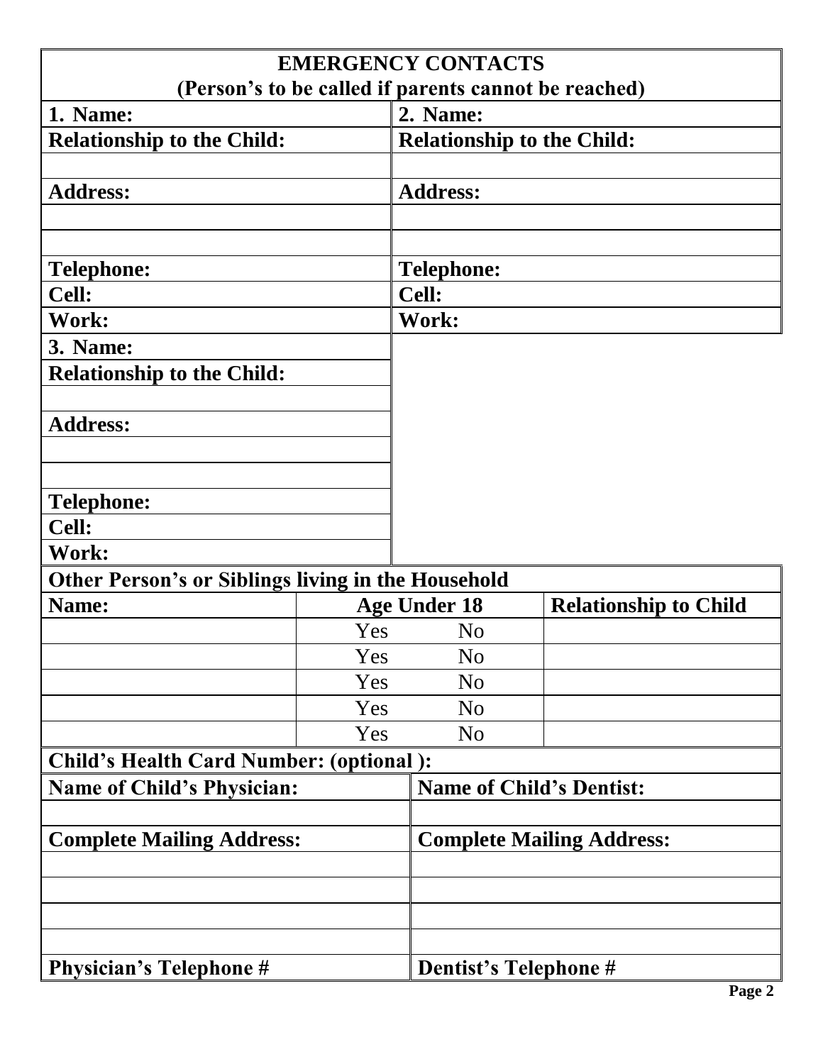# EMERGENCY CONTACTS

**(Person's to be called if parents cannot be reached)**

| 1. Name: | 2. Name: |
|---|---|
| Relationship to the Child: | Relationship to the Child: |
| | |
| Address: | Address: |
| | |
| | |
| Telephone: | Telephone: |
| Cell: | Cell: |
| Work: | Work: |

| 3. Name: |
|---|
| Relationship to the Child: |
| |
| Address: |
| |
| |
| Telephone: |
| Cell: |
| Work: |

**Other Person's or Siblings living in the Household**

| Name: | Age Under 18 | Relationship to Child |
|---|---|---|
| | Yes No | |
| | Yes No | |
| | Yes No | |
| | Yes No | |
| | Yes No | |

**Child's Health Card Number: (optional ):**

| Name of Child's Physician: | Name of Child's Dentist: |
|---|---|
| | |
| Complete Mailing Address: | Complete Mailing Address: |
| | |
| | |
| | |
| | |
| Physician's Telephone # | Dentist's Telephone # |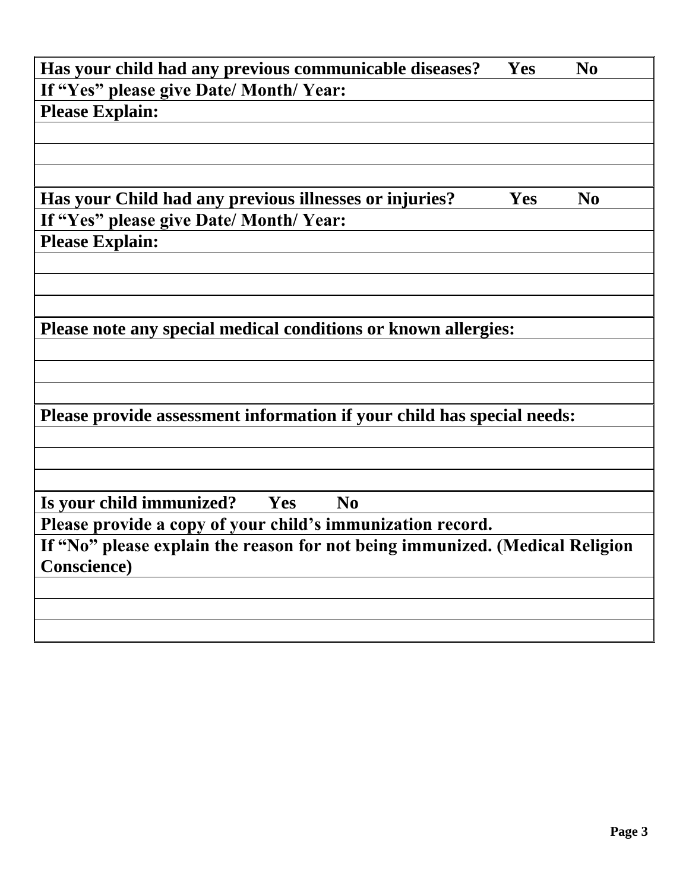| Has your child had any previous communicable diseases? Yes No |
|---|
| If "Yes" please give Date/ Month/ Year: |
| Please Explain: |
| |
| |
| |
| Has your Child had any previous illnesses or injuries? Yes No |
| If "Yes" please give Date/ Month/ Year: |
| Please Explain: |
| |
| |
| |
| Please note any special medical conditions or known allergies: |
| |
| |
| |
| Please provide assessment information if your child has special needs: |
| |
| |
| |
| Is your child immunized? Yes No |
| Please provide a copy of your child's immunization record. |
| If "No" please explain the reason for not being immunized. (Medical Religion Conscience) |
| |
| |
| |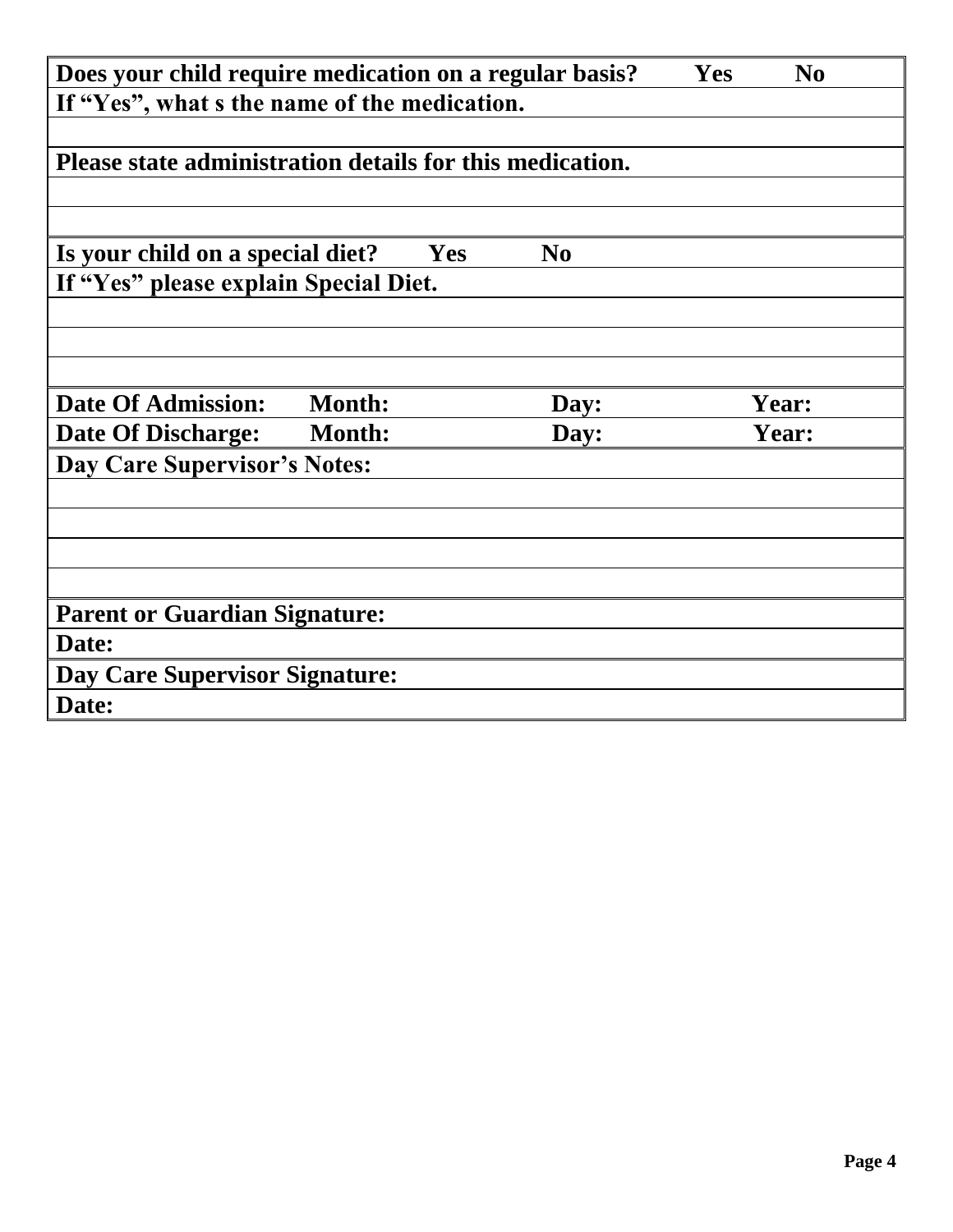| **Does your child require medication on a regular basis? Yes No** |
|---|
| **If "Yes", what s the name of the medication.** |
| |
| **Please state administration details for this medication.** |
| |
| |
| **Is your child on a special diet? Yes No** |
| **If "Yes" please explain Special Diet.** |
| |
| |
| |
| **Date Of Admission: Month: Day: Year:** |
| **Date Of Discharge: Month: Day: Year:** |
| **Day Care Supervisor's Notes:** |
| |
| |
| |
| |
| **Parent or Guardian Signature:** |
| **Date:** |
| **Day Care Supervisor Signature:** |
| **Date:** |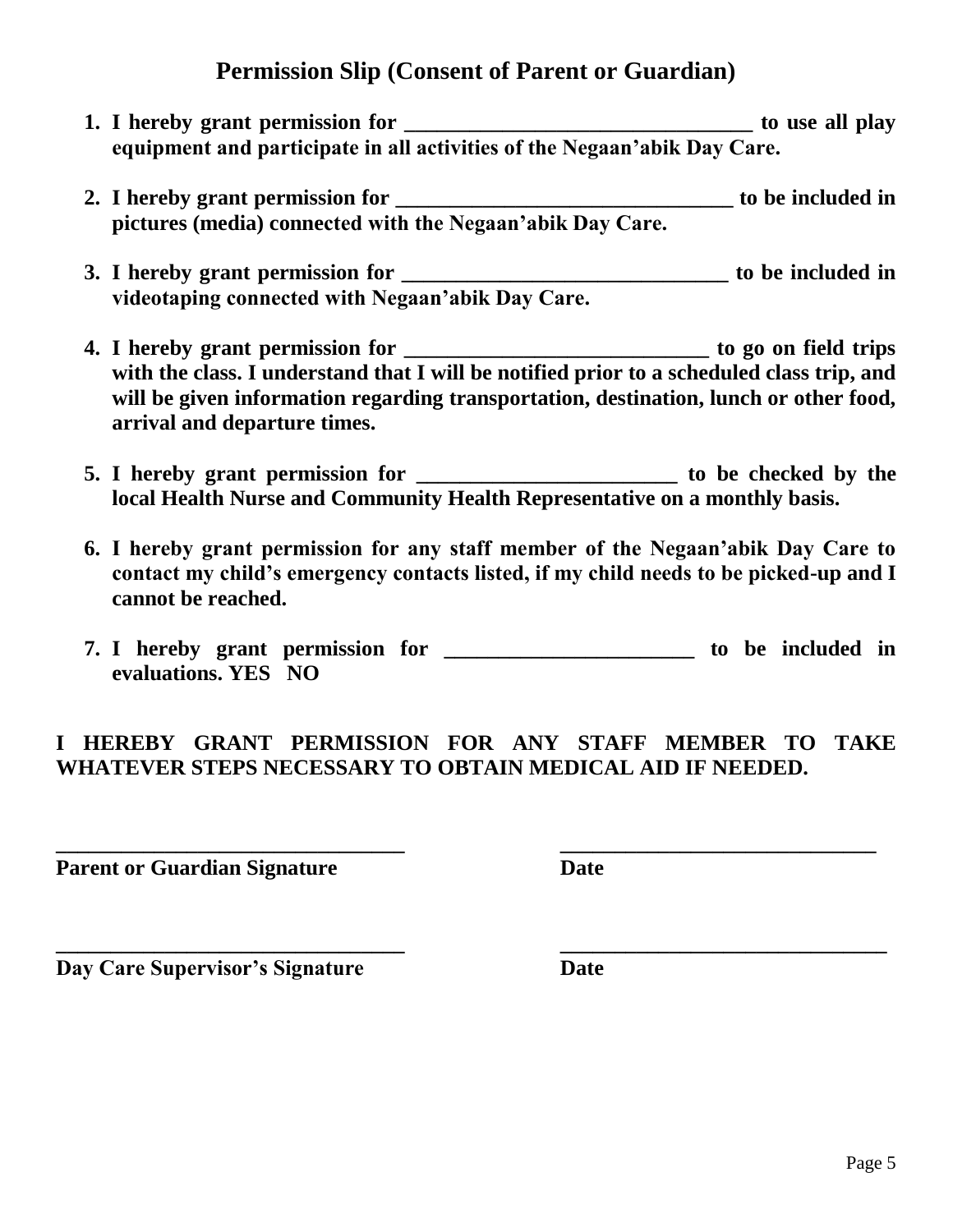## Permission Slip (Consent of Parent or Guardian)

1. **I hereby grant permission for \_\_\_\_\_\_\_\_\_\_\_\_\_\_\_\_\_\_\_\_\_\_\_\_\_\_\_\_\_\_\_\_ to use all play equipment and participate in all activities of the Negaan'abik Day Care.**

2. **I hereby grant permission for \_\_\_\_\_\_\_\_\_\_\_\_\_\_\_\_\_\_\_\_\_\_\_\_\_\_\_\_\_\_\_ to be included in pictures (media) connected with the Negaan'abik Day Care.**

3. **I hereby grant permission for \_\_\_\_\_\_\_\_\_\_\_\_\_\_\_\_\_\_\_\_\_\_\_\_\_\_\_\_\_\_ to be included in videotaping connected with Negaan'abik Day Care.**

4. **I hereby grant permission for \_\_\_\_\_\_\_\_\_\_\_\_\_\_\_\_\_\_\_\_\_\_\_\_\_\_\_\_ to go on field trips with the class. I understand that I will be notified prior to a scheduled class trip, and will be given information regarding transportation, destination, lunch or other food, arrival and departure times.**

5. **I hereby grant permission for \_\_\_\_\_\_\_\_\_\_\_\_\_\_\_\_\_\_\_\_\_\_\_\_ to be checked by the local Health Nurse and Community Health Representative on a monthly basis.**

6. **I hereby grant permission for any staff member of the Negaan'abik Day Care to contact my child's emergency contacts listed, if my child needs to be picked-up and I cannot be reached.**

7. **I hereby grant permission for \_\_\_\_\_\_\_\_\_\_\_\_\_\_\_\_\_\_\_\_\_\_\_ to be included in evaluations. YES NO**

**I HEREBY GRANT PERMISSION FOR ANY STAFF MEMBER TO TAKE WHATEVER STEPS NECESSARY TO OBTAIN MEDICAL AID IF NEEDED.**

\_\_\_\_\_\_\_\_\_\_\_\_\_\_\_\_\_\_\_\_\_\_\_\_\_\_\_\_\_\_\_\_ \_\_\_\_\_\_\_\_\_\_\_\_\_\_\_\_\_\_\_\_\_\_\_\_\_\_\_\_\_\_

**Parent or Guardian Signature** **Date**

\_\_\_\_\_\_\_\_\_\_\_\_\_\_\_\_\_\_\_\_\_\_\_\_\_\_\_\_\_\_\_\_ \_\_\_\_\_\_\_\_\_\_\_\_\_\_\_\_\_\_\_\_\_\_\_\_\_\_\_\_\_\_

**Day Care Supervisor's Signature** **Date**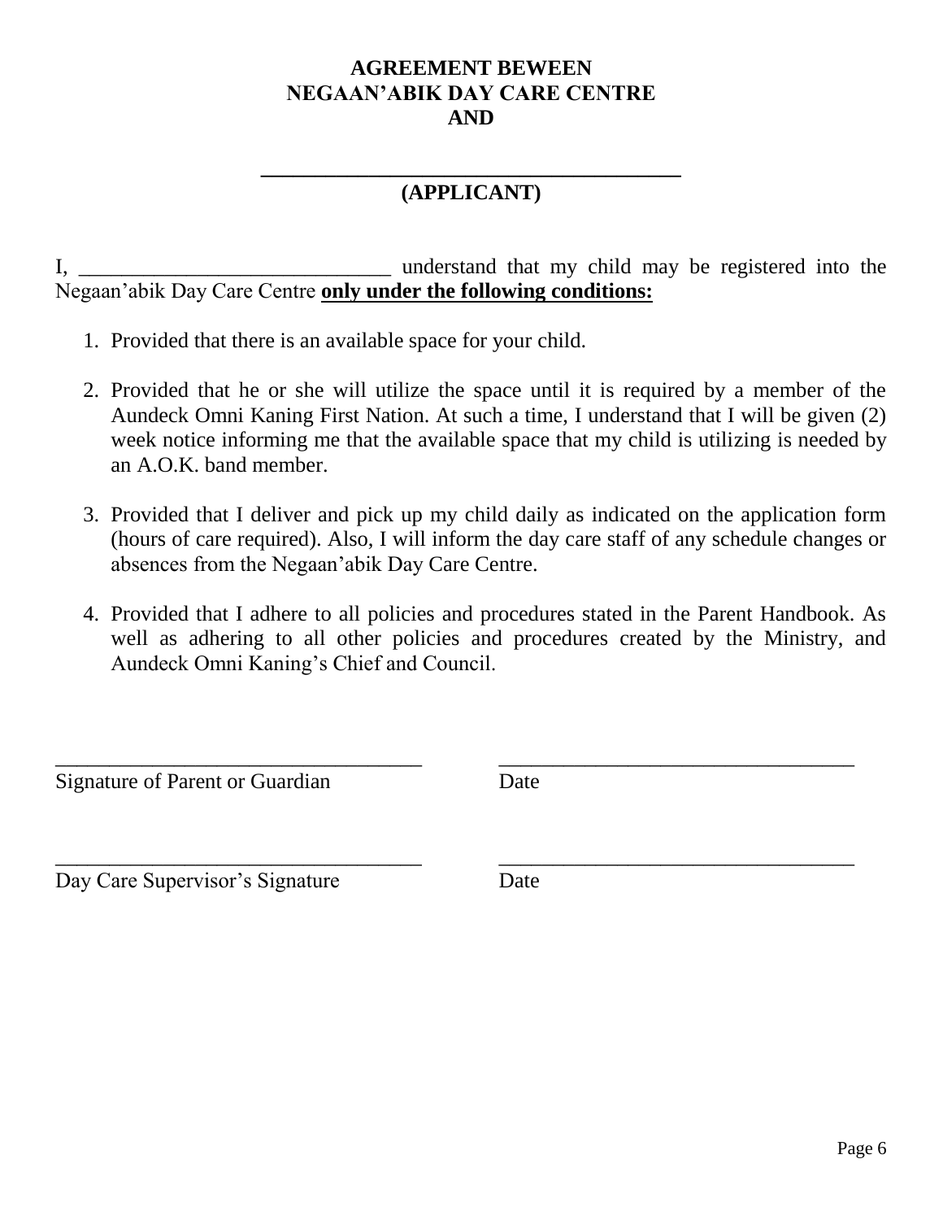**AGREEMENT BEWEEN**
**NEGAAN'ABIK DAY CARE CENTRE**
**AND**

**\_\_\_\_\_\_\_\_\_\_\_\_\_\_\_\_\_\_\_\_\_\_\_\_\_\_\_\_\_\_\_\_\_\_\_\_\_\_\_\_**
**(APPLICANT)**

I, \_\_\_\_\_\_\_\_\_\_\_\_\_\_\_\_\_\_\_\_\_\_\_\_\_\_\_\_\_\_ understand that my child may be registered into the Negaan'abik Day Care Centre **only under the following conditions:**

1. Provided that there is an available space for your child.

2. Provided that he or she will utilize the space until it is required by a member of the Aundeck Omni Kaning First Nation. At such a time, I understand that I will be given (2) week notice informing me that the available space that my child is utilizing is needed by an A.O.K. band member.

3. Provided that I deliver and pick up my child daily as indicated on the application form (hours of care required). Also, I will inform the day care staff of any schedule changes or absences from the Negaan'abik Day Care Centre.

4. Provided that I adhere to all policies and procedures stated in the Parent Handbook. As well as adhering to all other policies and procedures created by the Ministry, and Aundeck Omni Kaning's Chief and Council.

\_\_\_\_\_\_\_\_\_\_\_\_\_\_\_\_\_\_\_\_\_\_\_\_\_\_\_\_\_\_\_\_\_\_\_ \_\_\_\_\_\_\_\_\_\_\_\_\_\_\_\_\_\_\_\_\_\_\_\_\_\_\_\_\_\_\_\_\_\_
Signature of Parent or Guardian Date

\_\_\_\_\_\_\_\_\_\_\_\_\_\_\_\_\_\_\_\_\_\_\_\_\_\_\_\_\_\_\_\_\_\_\_ \_\_\_\_\_\_\_\_\_\_\_\_\_\_\_\_\_\_\_\_\_\_\_\_\_\_\_\_\_\_\_\_\_\_
Day Care Supervisor's Signature Date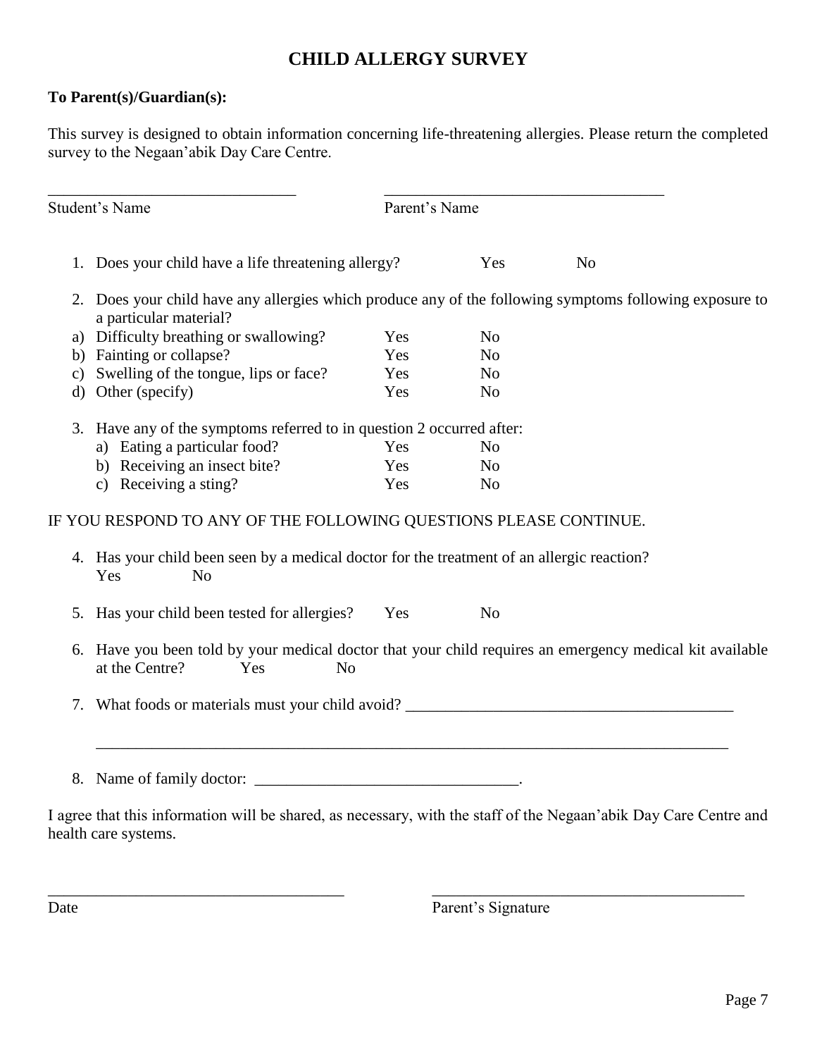# CHILD ALLERGY SURVEY

**To Parent(s)/Guardian(s):**

This survey is designed to obtain information concerning life-threatening allergies. Please return the completed survey to the Negaan'abik Day Care Centre.

______________________________ ______________________________

Student's Name Parent's Name

1. Does your child have a life threatening allergy? Yes No

2. Does your child have any allergies which produce any of the following symptoms following exposure to a particular material?
   a) Difficulty breathing or swallowing? Yes No
   b) Fainting or collapse? Yes No
   c) Swelling of the tongue, lips or face? Yes No
   d) Other (specify) Yes No

3. Have any of the symptoms referred to in question 2 occurred after:
   a) Eating a particular food? Yes No
   b) Receiving an insect bite? Yes No
   c) Receiving a sting? Yes No

IF YOU RESPOND TO ANY OF THE FOLLOWING QUESTIONS PLEASE CONTINUE.

4. Has your child been seen by a medical doctor for the treatment of an allergic reaction?
   Yes No

5. Has your child been tested for allergies? Yes No

6. Have you been told by your medical doctor that your child requires an emergency medical kit available at the Centre? Yes No

7. What foods or materials must your child avoid? ________________________________________

   ________________________________________________________________________________

8. Name of family doctor: ________________________________.

I agree that this information will be shared, as necessary, with the staff of the Negaan'abik Day Care Centre and health care systems.

____________________________________ ____________________________________

Date Parent's Signature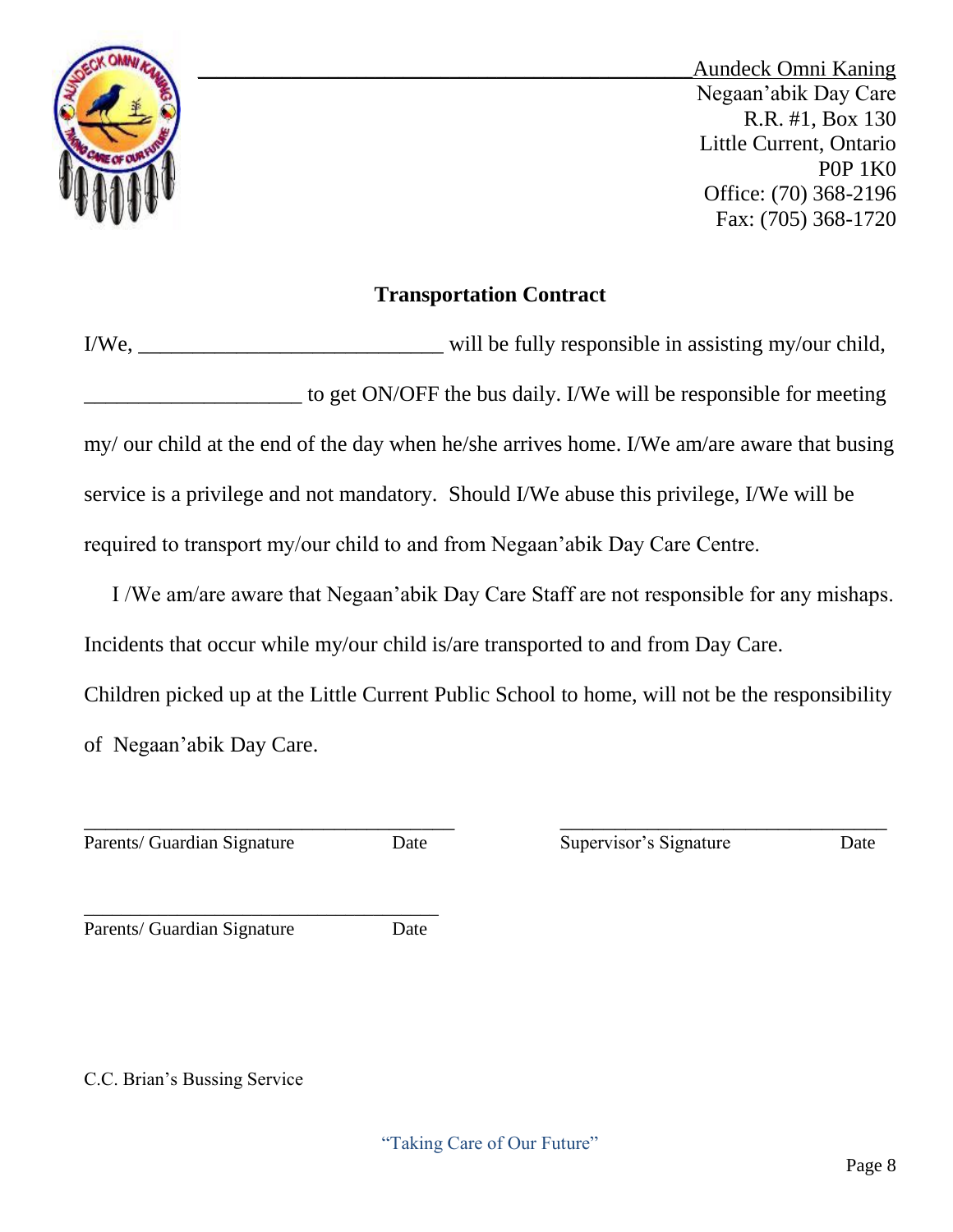Aundeck Omni Kaning
Negaan'abik Day Care
R.R. #1, Box 130
Little Current, Ontario
P0P 1K0
Office: (70) 368-2196
Fax: (705) 368-1720

## Transportation Contract

I/We, ____________________________ will be fully responsible in assisting my/our child, ____________________ to get ON/OFF the bus daily. I/We will be responsible for meeting my/ our child at the end of the day when he/she arrives home. I/We am/are aware that busing service is a privilege and not mandatory. Should I/We abuse this privilege, I/We will be required to transport my/our child to and from Negaan'abik Day Care Centre.

I /We am/are aware that Negaan'abik Day Care Staff are not responsible for any mishaps. Incidents that occur while my/our child is/are transported to and from Day Care. Children picked up at the Little Current Public School to home, will not be the responsibility of Negaan'abik Day Care.

__________________________________
Parents/ Guardian Signature Date

__________________________________
Supervisor's Signature Date

__________________________________
Parents/ Guardian Signature Date

C.C. Brian's Bussing Service

"Taking Care of Our Future"